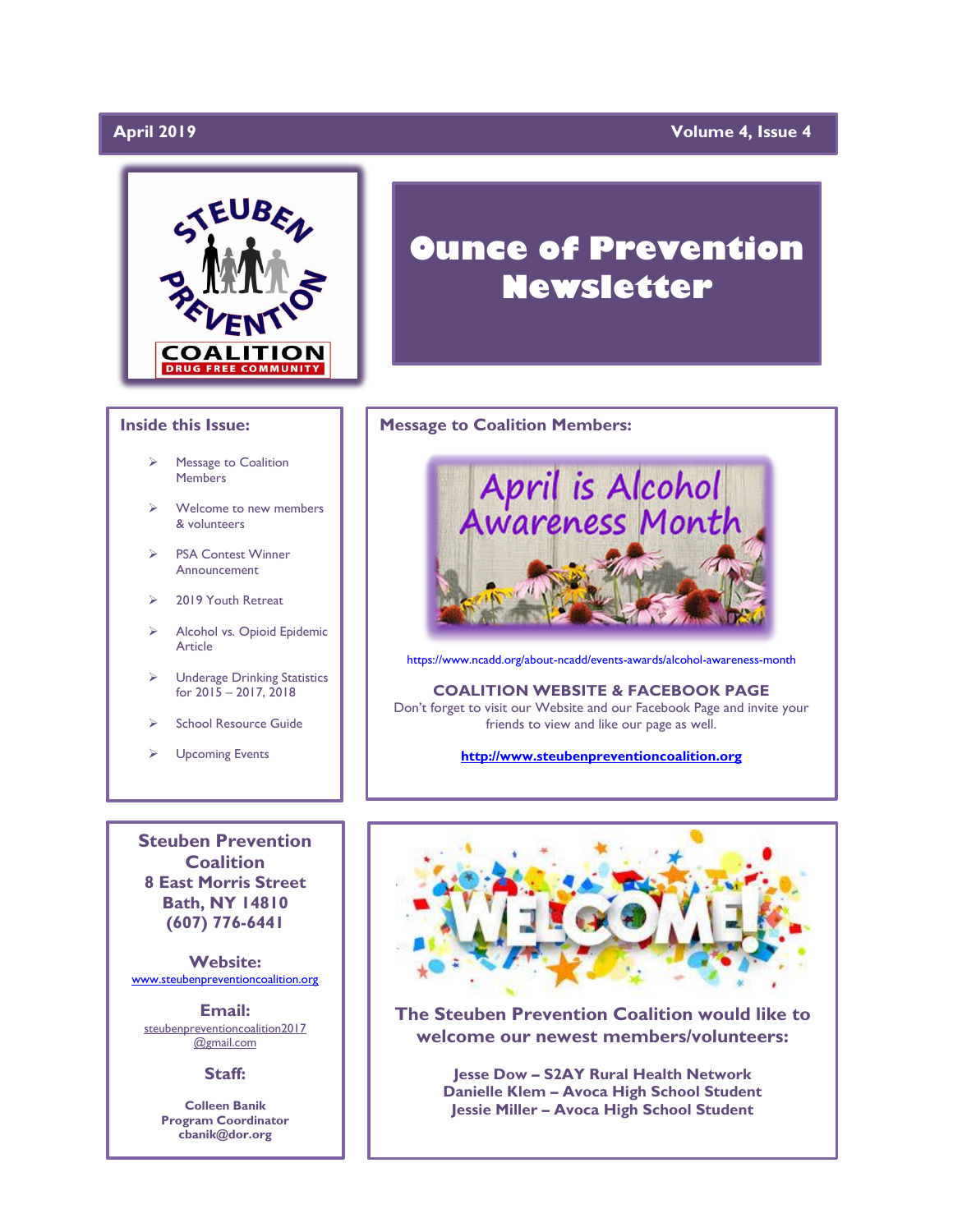April 2019 — Volume 4, Issue 4

# Ounce of Prevention Newsletter

## Inside this Issue:

- Message to Coalition Members
- Welcome to new members & volunteers
- PSA Contest Winner Announcement
- 2019 Youth Retreat
- Alcohol vs. Opioid Epidemic Article
- Underage Drinking Statistics for 2015 – 2017, 2018
- School Resource Guide
- Upcoming Events

## Message to Coalition Members:

April is Alcohol Awareness Month

https://www.ncadd.org/about-ncadd/events-awards/alcohol-awareness-month

**COALITION WEBSITE & FACEBOOK PAGE**

Don't forget to visit our Website and our Facebook Page and invite your friends to view and like our page as well.

**http://www.steubenpreventioncoalition.org**

**Steuben Prevention Coalition**
**8 East Morris Street**
**Bath, NY 14810**
**(607) 776-6441**

**Website:**
www.steubenpreventioncoalition.org

**Email:**
steubenpreventioncoalition2017@gmail.com

**Staff:**

**Colleen Banik**
**Program Coordinator**
**cbanik@dor.org**

WELCOME!

**The Steuben Prevention Coalition would like to welcome our newest members/volunteers:**

**Jesse Dow – S2AY Rural Health Network**
**Danielle Klem – Avoca High School Student**
**Jessie Miller – Avoca High School Student**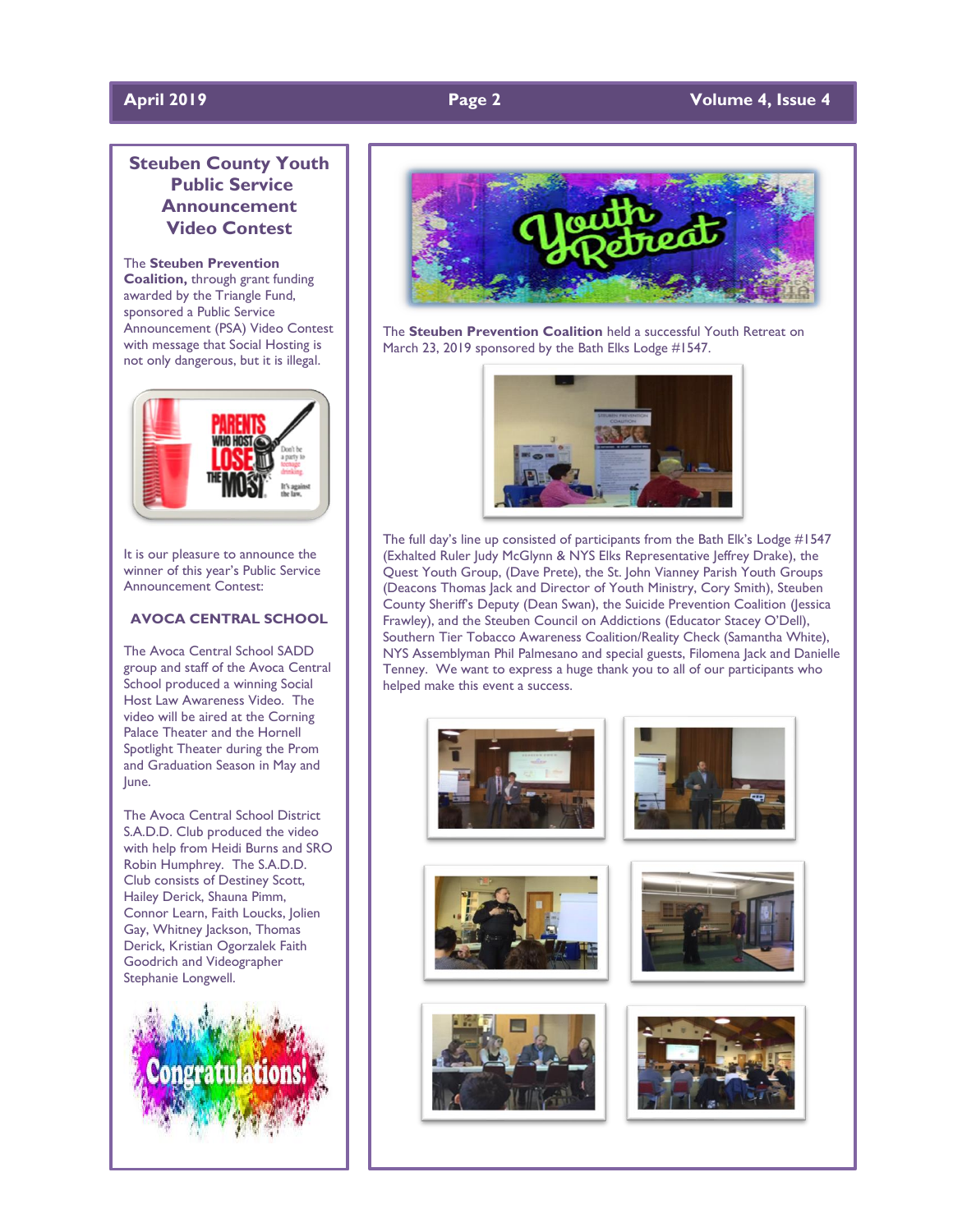## Steuben County Youth Public Service Announcement Video Contest

The **Steuben Prevention Coalition,** through grant funding awarded by the Triangle Fund, sponsored a Public Service Announcement (PSA) Video Contest with message that Social Hosting is not only dangerous, but it is illegal.

It is our pleasure to announce the winner of this year's Public Service Announcement Contest:

**AVOCA CENTRAL SCHOOL**

The Avoca Central School SADD group and staff of the Avoca Central School produced a winning Social Host Law Awareness Video. The video will be aired at the Corning Palace Theater and the Hornell Spotlight Theater during the Prom and Graduation Season in May and June.

The Avoca Central School District S.A.D.D. Club produced the video with help from Heidi Burns and SRO Robin Humphrey. The S.A.D.D. Club consists of Destiney Scott, Hailey Derick, Shauna Pimm, Connor Learn, Faith Loucks, Jolien Gay, Whitney Jackson, Thomas Derick, Kristian Ogorzalek Faith Goodrich and Videographer Stephanie Longwell.

## Youth Retreat

The **Steuben Prevention Coalition** held a successful Youth Retreat on March 23, 2019 sponsored by the Bath Elks Lodge #1547.

The full day's line up consisted of participants from the Bath Elk's Lodge #1547 (Exhalted Ruler Judy McGlynn & NYS Elks Representative Jeffrey Drake), the Quest Youth Group, (Dave Prete), the St. John Vianney Parish Youth Groups (Deacons Thomas Jack and Director of Youth Ministry, Cory Smith), Steuben County Sheriff's Deputy (Dean Swan), the Suicide Prevention Coalition (Jessica Frawley), and the Steuben Council on Addictions (Educator Stacey O'Dell), Southern Tier Tobacco Awareness Coalition/Reality Check (Samantha White), NYS Assemblyman Phil Palmesano and special guests, Filomena Jack and Danielle Tenney. We want to express a huge thank you to all of our participants who helped make this event a success.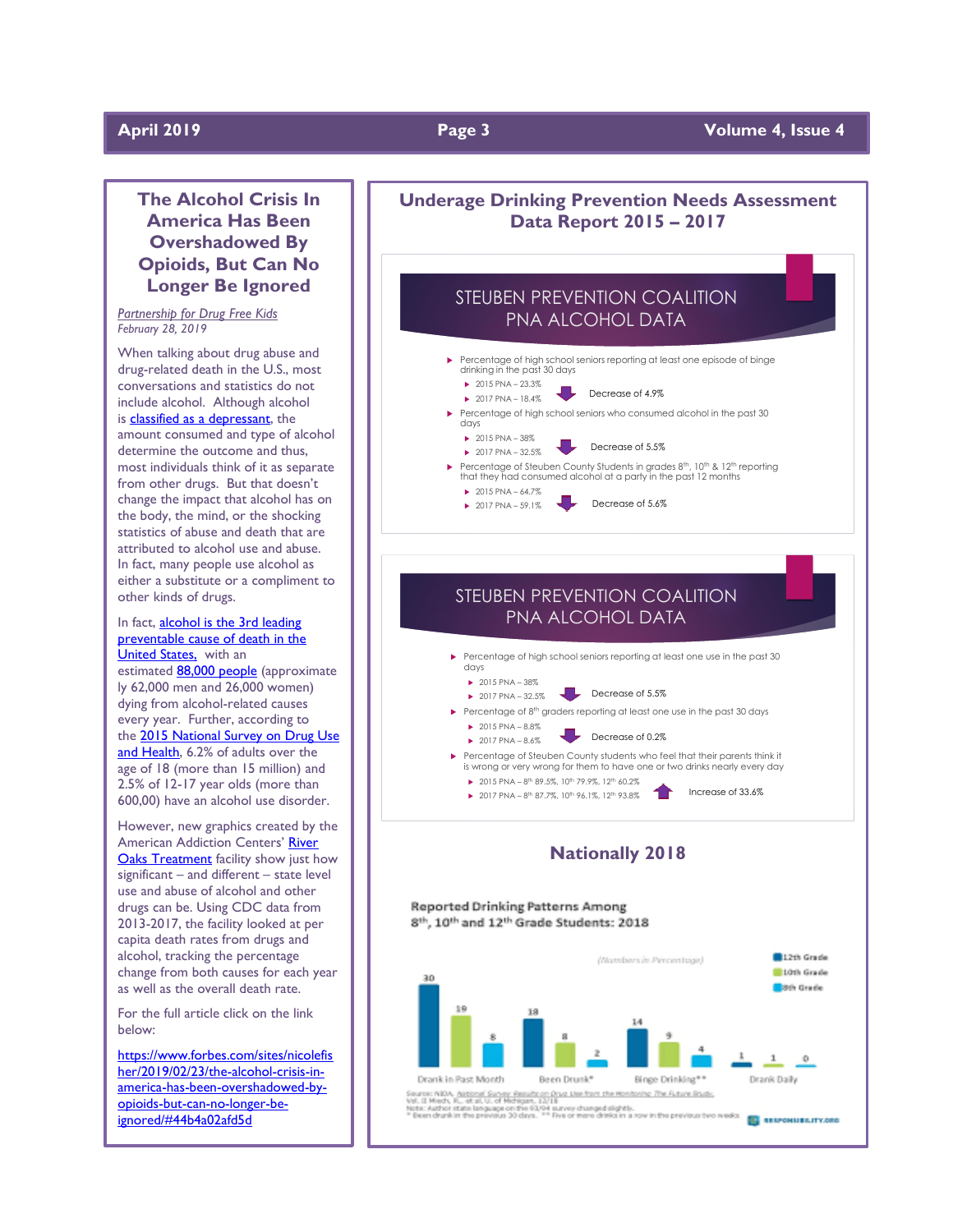## The Alcohol Crisis In America Has Been Overshadowed By Opioids, But Can No Longer Be Ignored

*Partnership for Drug Free Kids*
*February 28, 2019*

When talking about drug abuse and drug-related death in the U.S., most conversations and statistics do not include alcohol. Although alcohol is classified as a depressant, the amount consumed and type of alcohol determine the outcome and thus, most individuals think of it as separate from other drugs. But that doesn't change the impact that alcohol has on the body, the mind, or the shocking statistics of abuse and death that are attributed to alcohol use and abuse. In fact, many people use alcohol as either a substitute or a compliment to other kinds of drugs.

In fact, alcohol is the 3rd leading preventable cause of death in the United States, with an estimated 88,000 people (approximately 62,000 men and 26,000 women) dying from alcohol-related causes every year. Further, according to the 2015 National Survey on Drug Use and Health, 6.2% of adults over the age of 18 (more than 15 million) and 2.5% of 12-17 year olds (more than 600,00) have an alcohol use disorder.

However, new graphics created by the American Addiction Centers' River Oaks Treatment facility show just how significant – and different – state level use and abuse of alcohol and other drugs can be. Using CDC data from 2013-2017, the facility looked at per capita death rates from drugs and alcohol, tracking the percentage change from both causes for each year as well as the overall death rate.

For the full article click on the link below:

https://www.forbes.com/sites/nicolefisher/2019/02/23/the-alcohol-crisis-in-america-has-been-overshadowed-by-opioids-but-can-no-longer-be-ignored/#44b4a02afd5d

## Underage Drinking Prevention Needs Assessment Data Report 2015 – 2017

### STEUBEN PREVENTION COALITION PNA ALCOHOL DATA

- Percentage of high school seniors reporting at least one episode of binge drinking in the past 30 days
  - 2015 PNA – 23.3%
  - 2017 PNA – 18.4% — Decrease of 4.9%
- Percentage of high school seniors who consumed alcohol in the past 30 days
  - 2015 PNA – 38%
  - 2017 PNA – 32.5% — Decrease of 5.5%
- Percentage of Steuben County Students in grades 8th, 10th & 12th reporting that they had consumed alcohol at a party in the past 12 months
  - 2015 PNA – 64.7%
  - 2017 PNA – 59.1% — Decrease of 5.6%

### STEUBEN PREVENTION COALITION PNA ALCOHOL DATA

- Percentage of high school seniors reporting at least one use in the past 30 days
  - 2015 PNA – 38%
  - 2017 PNA – 32.5% — Decrease of 5.5%
- Percentage of 8th graders reporting at least one use in the past 30 days
  - 2015 PNA – 8.8%
  - 2017 PNA – 8.6% — Decrease of 0.2%
- Percentage of Steuben County students who feel that their parents think it is wrong or very wrong for them to have one or two drinks nearly every day
  - 2015 PNA – 8th 89.5%, 10th 79.9%, 12th 60.2%
  - 2017 PNA – 8th 87.7%, 10th 96.1%, 12th 93.8% — Increase of 33.6%

### Nationally 2018

**Reported Drinking Patterns Among 8th, 10th and 12th Grade Students: 2018**

(Numbers in Percentage)

| | 12th Grade | 10th Grade | 8th Grade |
|---|---|---|---|
| Drank in Past Month | 30 | 19 | 8 |
| Been Drunk* | 18 | 8 | 2 |
| Binge Drinking** | 14 | 9 | 4 |
| Drank Daily | 1 | 1 | 0 |

Source: NIDA, National Survey Results on Drug Use from the Monitoring The Future Study, Vol. II Miech, R., et al, U. of Michigan, 12/18
Note: Author state language on the 93/94 survey changed slightly.
* Been drunk in the previous 30 days. ** Five or more drinks in a row in the previous two weeks.
RESPONSIBILITY.ORG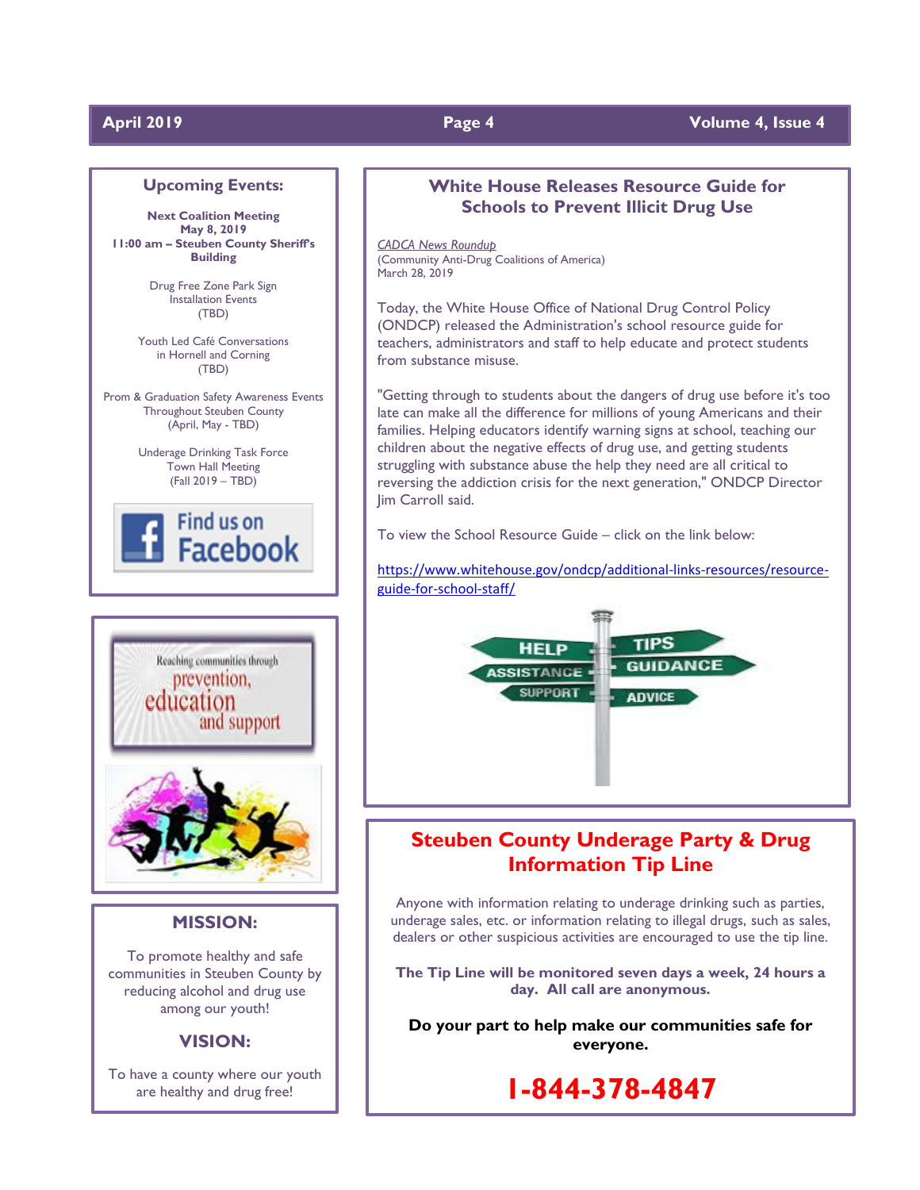## Upcoming Events:

**Next Coalition Meeting**
**May 8, 2019**
**11:00 am – Steuben County Sheriff's Building**

Drug Free Zone Park Sign Installation Events
(TBD)

Youth Led Café Conversations in Hornell and Corning
(TBD)

Prom & Graduation Safety Awareness Events Throughout Steuben County
(April, May - TBD)

Underage Drinking Task Force Town Hall Meeting
(Fall 2019 – TBD)

Find us on Facebook

Reaching communities through prevention, education and support

## MISSION:

To promote healthy and safe communities in Steuben County by reducing alcohol and drug use among our youth!

## VISION:

To have a county where our youth are healthy and drug free!

## White House Releases Resource Guide for Schools to Prevent Illicit Drug Use

*CADCA News Roundup*
(Community Anti-Drug Coalitions of America)
March 28, 2019

Today, the White House Office of National Drug Control Policy (ONDCP) released the Administration's school resource guide for teachers, administrators and staff to help educate and protect students from substance misuse.

"Getting through to students about the dangers of drug use before it's too late can make all the difference for millions of young Americans and their families. Helping educators identify warning signs at school, teaching our children about the negative effects of drug use, and getting students struggling with substance abuse the help they need are all critical to reversing the addiction crisis for the next generation," ONDCP Director Jim Carroll said.

To view the School Resource Guide – click on the link below:

https://www.whitehouse.gov/ondcp/additional-links-resources/resource-guide-for-school-staff/

HELP
ASSISTANCE
SUPPORT
TIPS
GUIDANCE
ADVICE

## Steuben County Underage Party & Drug Information Tip Line

Anyone with information relating to underage drinking such as parties, underage sales, etc. or information relating to illegal drugs, such as sales, dealers or other suspicious activities are encouraged to use the tip line.

**The Tip Line will be monitored seven days a week, 24 hours a day. All call are anonymous.**

**Do your part to help make our communities safe for everyone.**

**1-844-378-4847**